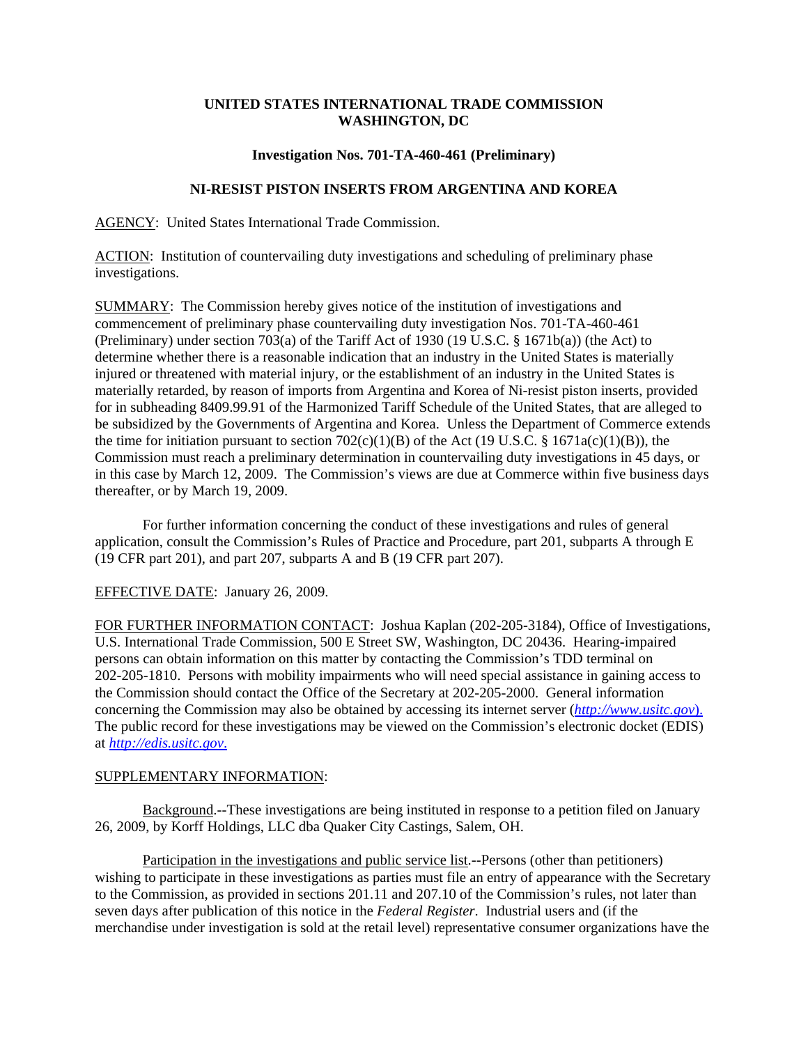**UNITED STATES INTERNATIONAL TRADE COMMISSION**
**WASHINGTON, DC**

**Investigation Nos. 701-TA-460-461 (Preliminary)**

**NI-RESIST PISTON INSERTS FROM ARGENTINA AND KOREA**

AGENCY: United States International Trade Commission.

ACTION: Institution of countervailing duty investigations and scheduling of preliminary phase investigations.

SUMMARY: The Commission hereby gives notice of the institution of investigations and commencement of preliminary phase countervailing duty investigation Nos. 701-TA-460-461 (Preliminary) under section 703(a) of the Tariff Act of 1930 (19 U.S.C. § 1671b(a)) (the Act) to determine whether there is a reasonable indication that an industry in the United States is materially injured or threatened with material injury, or the establishment of an industry in the United States is materially retarded, by reason of imports from Argentina and Korea of Ni-resist piston inserts, provided for in subheading 8409.99.91 of the Harmonized Tariff Schedule of the United States, that are alleged to be subsidized by the Governments of Argentina and Korea. Unless the Department of Commerce extends the time for initiation pursuant to section 702(c)(1)(B) of the Act (19 U.S.C. § 1671a(c)(1)(B)), the Commission must reach a preliminary determination in countervailing duty investigations in 45 days, or in this case by March 12, 2009. The Commission's views are due at Commerce within five business days thereafter, or by March 19, 2009.

For further information concerning the conduct of these investigations and rules of general application, consult the Commission's Rules of Practice and Procedure, part 201, subparts A through E (19 CFR part 201), and part 207, subparts A and B (19 CFR part 207).

EFFECTIVE DATE: January 26, 2009.

FOR FURTHER INFORMATION CONTACT: Joshua Kaplan (202-205-3184), Office of Investigations, U.S. International Trade Commission, 500 E Street SW, Washington, DC 20436. Hearing-impaired persons can obtain information on this matter by contacting the Commission's TDD terminal on 202-205-1810. Persons with mobility impairments who will need special assistance in gaining access to the Commission should contact the Office of the Secretary at 202-205-2000. General information concerning the Commission may also be obtained by accessing its internet server (*http://www.usitc.gov*). The public record for these investigations may be viewed on the Commission's electronic docket (EDIS) at *http://edis.usitc.gov*.

SUPPLEMENTARY INFORMATION:

Background.--These investigations are being instituted in response to a petition filed on January 26, 2009, by Korff Holdings, LLC dba Quaker City Castings, Salem, OH.

Participation in the investigations and public service list.--Persons (other than petitioners) wishing to participate in these investigations as parties must file an entry of appearance with the Secretary to the Commission, as provided in sections 201.11 and 207.10 of the Commission's rules, not later than seven days after publication of this notice in the *Federal Register*. Industrial users and (if the merchandise under investigation is sold at the retail level) representative consumer organizations have the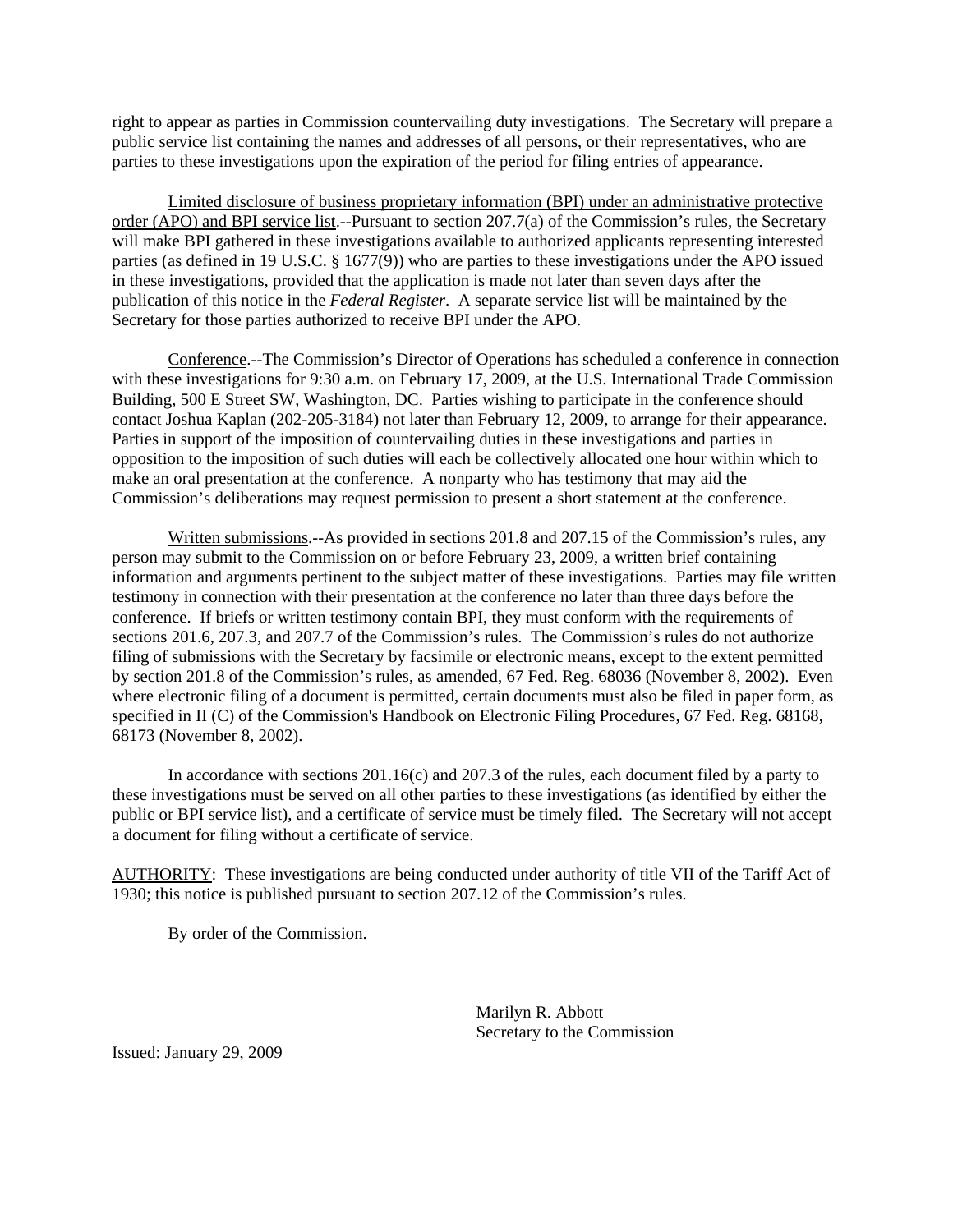right to appear as parties in Commission countervailing duty investigations. The Secretary will prepare a public service list containing the names and addresses of all persons, or their representatives, who are parties to these investigations upon the expiration of the period for filing entries of appearance.

Limited disclosure of business proprietary information (BPI) under an administrative protective order (APO) and BPI service list.--Pursuant to section 207.7(a) of the Commission's rules, the Secretary will make BPI gathered in these investigations available to authorized applicants representing interested parties (as defined in 19 U.S.C. § 1677(9)) who are parties to these investigations under the APO issued in these investigations, provided that the application is made not later than seven days after the publication of this notice in the *Federal Register*. A separate service list will be maintained by the Secretary for those parties authorized to receive BPI under the APO.

Conference.--The Commission's Director of Operations has scheduled a conference in connection with these investigations for 9:30 a.m. on February 17, 2009, at the U.S. International Trade Commission Building, 500 E Street SW, Washington, DC. Parties wishing to participate in the conference should contact Joshua Kaplan (202-205-3184) not later than February 12, 2009, to arrange for their appearance. Parties in support of the imposition of countervailing duties in these investigations and parties in opposition to the imposition of such duties will each be collectively allocated one hour within which to make an oral presentation at the conference. A nonparty who has testimony that may aid the Commission's deliberations may request permission to present a short statement at the conference.

Written submissions.--As provided in sections 201.8 and 207.15 of the Commission's rules, any person may submit to the Commission on or before February 23, 2009, a written brief containing information and arguments pertinent to the subject matter of these investigations. Parties may file written testimony in connection with their presentation at the conference no later than three days before the conference. If briefs or written testimony contain BPI, they must conform with the requirements of sections 201.6, 207.3, and 207.7 of the Commission's rules. The Commission's rules do not authorize filing of submissions with the Secretary by facsimile or electronic means, except to the extent permitted by section 201.8 of the Commission's rules, as amended, 67 Fed. Reg. 68036 (November 8, 2002). Even where electronic filing of a document is permitted, certain documents must also be filed in paper form, as specified in II (C) of the Commission's Handbook on Electronic Filing Procedures, 67 Fed. Reg. 68168, 68173 (November 8, 2002).

In accordance with sections 201.16(c) and 207.3 of the rules, each document filed by a party to these investigations must be served on all other parties to these investigations (as identified by either the public or BPI service list), and a certificate of service must be timely filed. The Secretary will not accept a document for filing without a certificate of service.

AUTHORITY: These investigations are being conducted under authority of title VII of the Tariff Act of 1930; this notice is published pursuant to section 207.12 of the Commission's rules.

By order of the Commission.

Marilyn R. Abbott
Secretary to the Commission

Issued: January 29, 2009